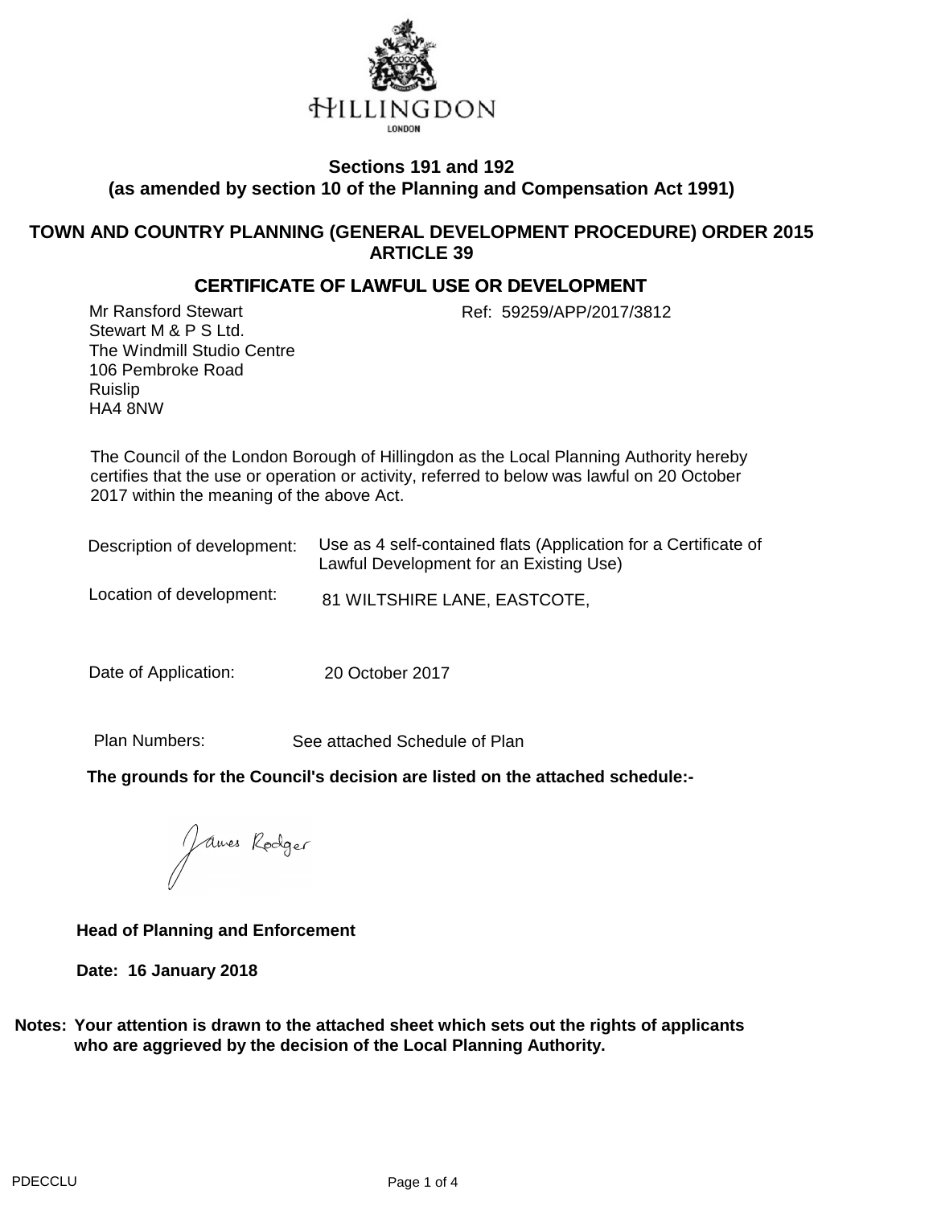HILLINGDON

LONDON

**Sections 191 and 192**
**(as amended by section 10 of the Planning and Compensation Act 1991)**

**TOWN AND COUNTRY PLANNING (GENERAL DEVELOPMENT PROCEDURE) ORDER 2015**
**ARTICLE 39**

## CERTIFICATE OF LAWFUL USE OR DEVELOPMENT

Mr Ransford Stewart
Stewart M & P S Ltd.
The Windmill Studio Centre
106 Pembroke Road
Ruislip
HA4 8NW

Ref: 59259/APP/2017/3812

The Council of the London Borough of Hillingdon as the Local Planning Authority hereby certifies that the use or operation or activity, referred to below was lawful on 20 October 2017 within the meaning of the above Act.

Description of development: Use as 4 self-contained flats (Application for a Certificate of Lawful Development for an Existing Use)

Location of development: 81 WILTSHIRE LANE, EASTCOTE,

Date of Application: 20 October 2017

Plan Numbers: See attached Schedule of Plan

**The grounds for the Council's decision are listed on the attached schedule:-**

James Rodger

**Head of Planning and Enforcement**

**Date: 16 January 2018**

**Notes: Your attention is drawn to the attached sheet which sets out the rights of applicants who are aggrieved by the decision of the Local Planning Authority.**

PDECCLU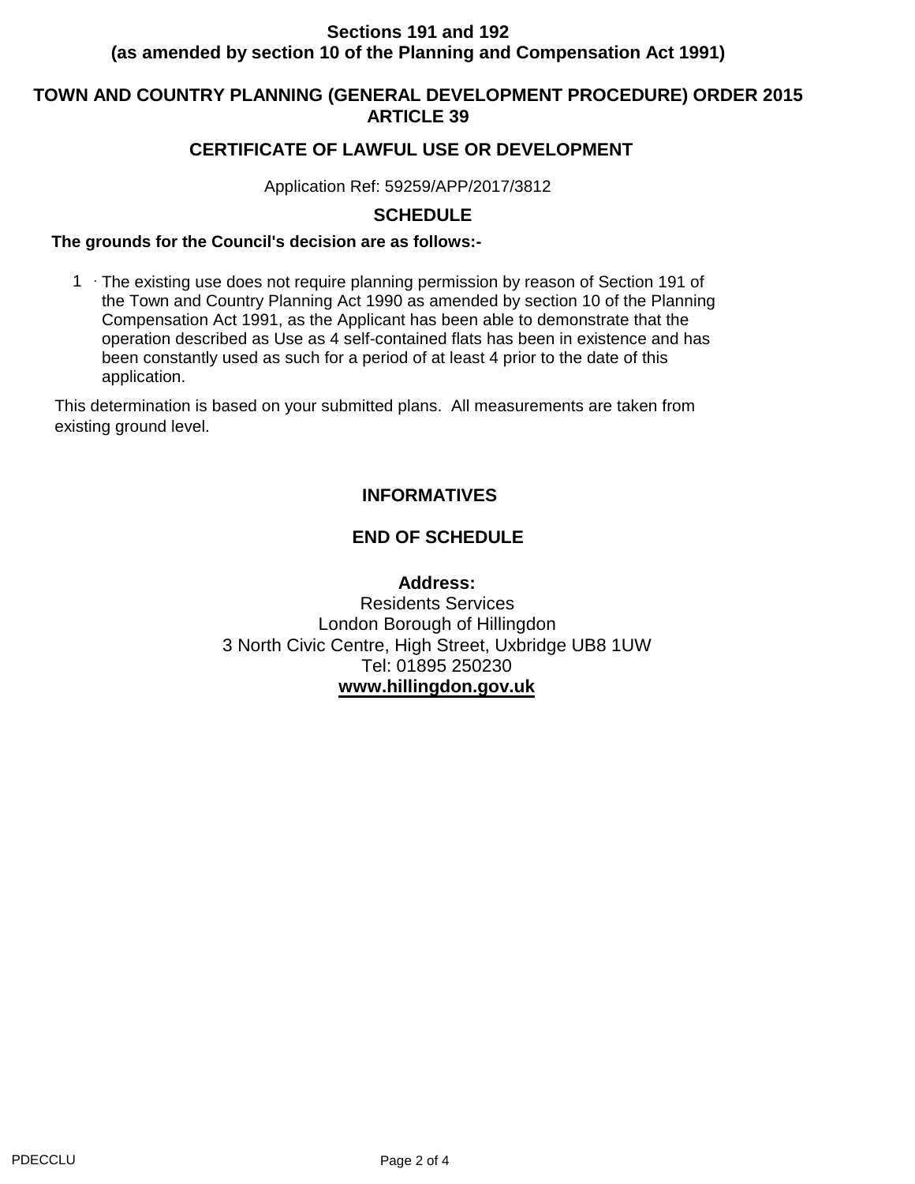**Sections 191 and 192**
**(as amended by section 10 of the Planning and Compensation Act 1991)**

## TOWN AND COUNTRY PLANNING (GENERAL DEVELOPMENT PROCEDURE) ORDER 2015
## ARTICLE 39

## CERTIFICATE OF LAWFUL USE OR DEVELOPMENT

Application Ref: 59259/APP/2017/3812

### SCHEDULE

**The grounds for the Council's decision are as follows:-**

1. The existing use does not require planning permission by reason of Section 191 of the Town and Country Planning Act 1990 as amended by section 10 of the Planning Compensation Act 1991, as the Applicant has been able to demonstrate that the operation described as Use as 4 self-contained flats has been in existence and has been constantly used as such for a period of at least 4 prior to the date of this application.

This determination is based on your submitted plans. All measurements are taken from existing ground level.

### INFORMATIVES

### END OF SCHEDULE

**Address:**
Residents Services
London Borough of Hillingdon
3 North Civic Centre, High Street, Uxbridge UB8 1UW
Tel: 01895 250230
**www.hillingdon.gov.uk**

PDECCLU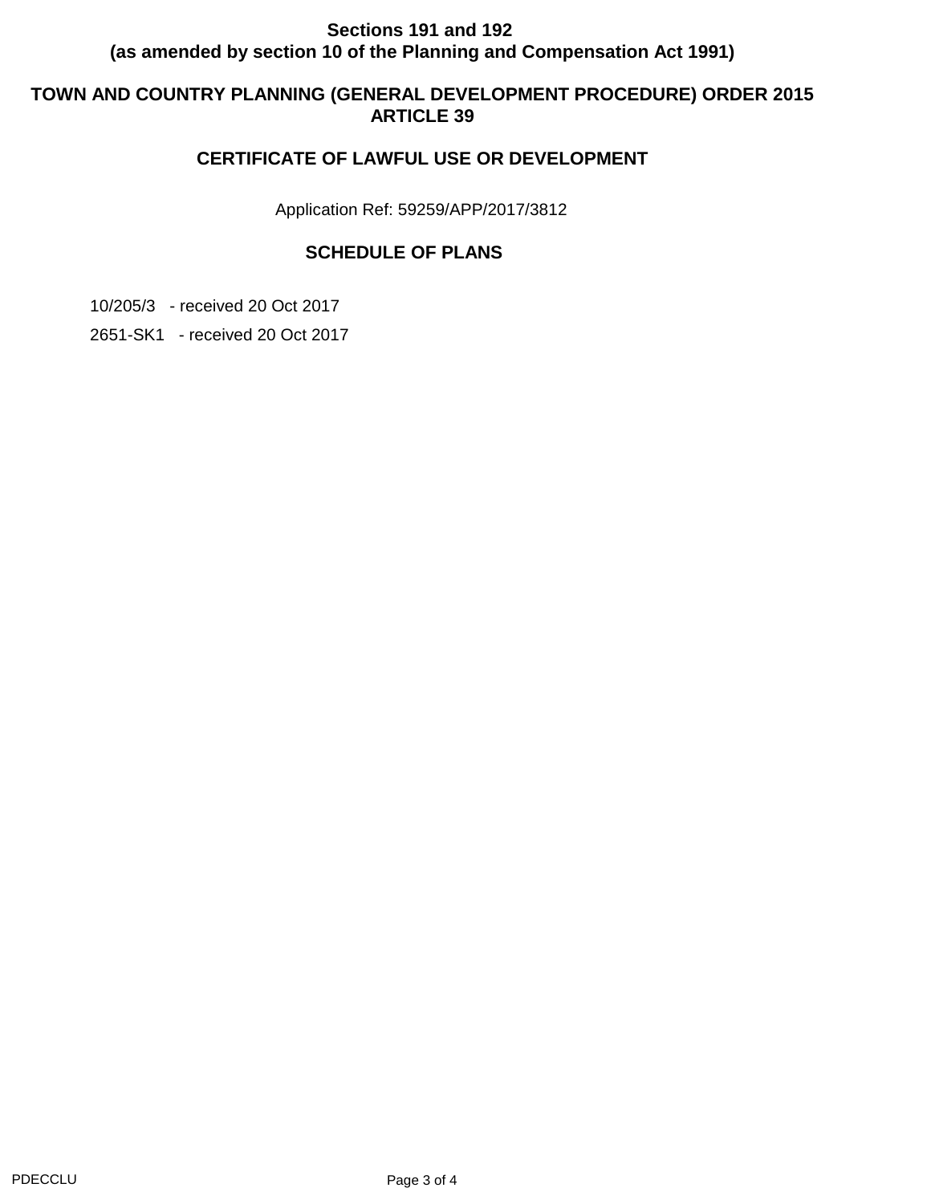**Sections 191 and 192**
**(as amended by section 10 of the Planning and Compensation Act 1991)**

**TOWN AND COUNTRY PLANNING (GENERAL DEVELOPMENT PROCEDURE) ORDER 2015**
**ARTICLE 39**

## CERTIFICATE OF LAWFUL USE OR DEVELOPMENT

Application Ref: 59259/APP/2017/3812

### SCHEDULE OF PLANS

10/205/3 - received 20 Oct 2017

2651-SK1 - received 20 Oct 2017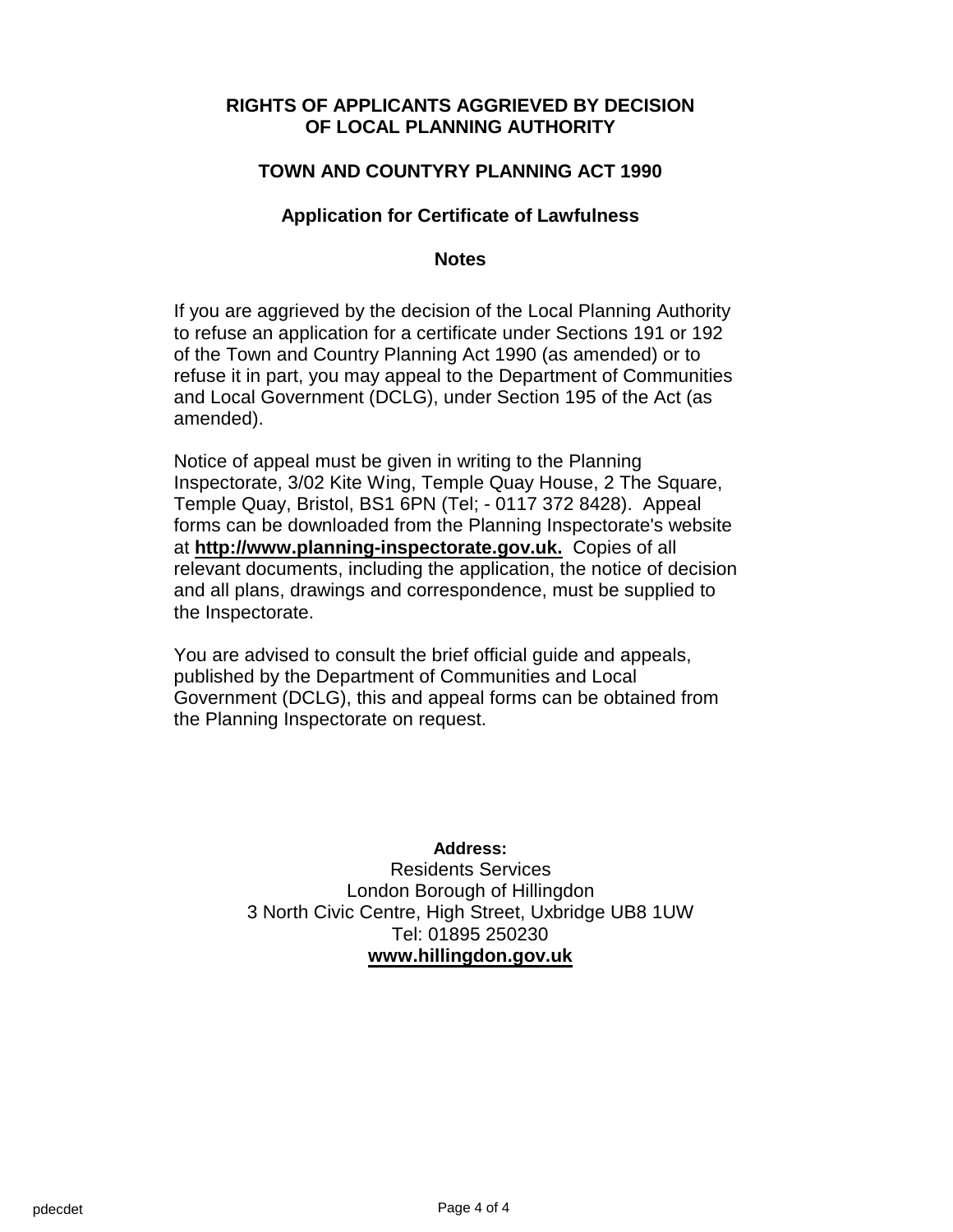## RIGHTS OF APPLICANTS AGGRIEVED BY DECISION OF LOCAL PLANNING AUTHORITY

### TOWN AND COUNTYRY PLANNING ACT 1990

### Application for Certificate of Lawfulness

### Notes

If you are aggrieved by the decision of the Local Planning Authority to refuse an application for a certificate under Sections 191 or 192 of the Town and Country Planning Act 1990 (as amended) or to refuse it in part, you may appeal to the Department of Communities and Local Government (DCLG), under Section 195 of the Act (as amended).

Notice of appeal must be given in writing to the Planning Inspectorate, 3/02 Kite Wing, Temple Quay House, 2 The Square, Temple Quay, Bristol, BS1 6PN (Tel; - 0117 372 8428). Appeal forms can be downloaded from the Planning Inspectorate's website at **http://www.planning-inspectorate.gov.uk.** Copies of all relevant documents, including the application, the notice of decision and all plans, drawings and correspondence, must be supplied to the Inspectorate.

You are advised to consult the brief official guide and appeals, published by the Department of Communities and Local Government (DCLG), this and appeal forms can be obtained from the Planning Inspectorate on request.

**Address:**
Residents Services
London Borough of Hillingdon
3 North Civic Centre, High Street, Uxbridge UB8 1UW
Tel: 01895 250230
**www.hillingdon.gov.uk**

pdecdet